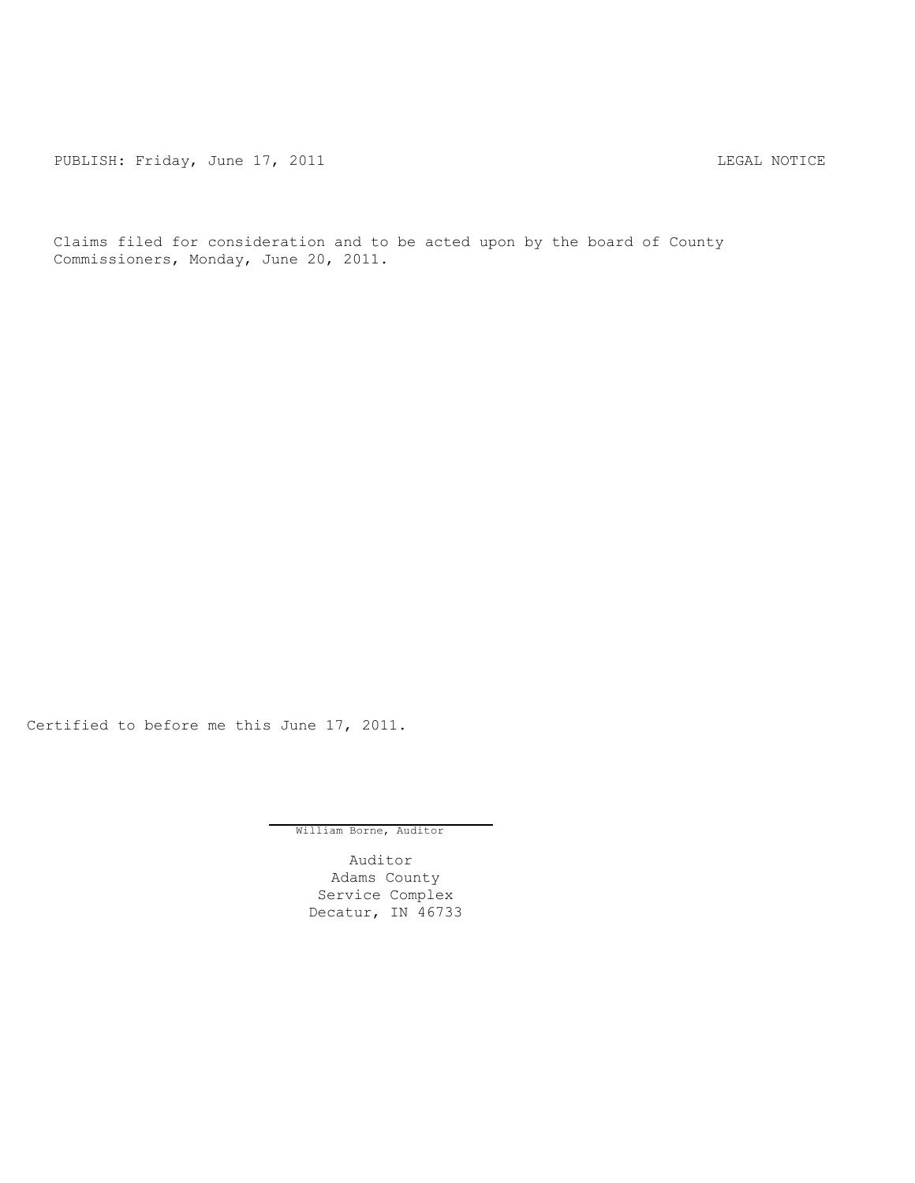PUBLISH: Friday, June 17, 2011 LEGAL NOTICE

Claims filed for consideration and to be acted upon by the board of County Commissioners, Monday, June 20, 2011.

Certified to before me this June 17, 2011.

William Borne, Auditor

Auditor
Adams County
Service Complex
Decatur, IN 46733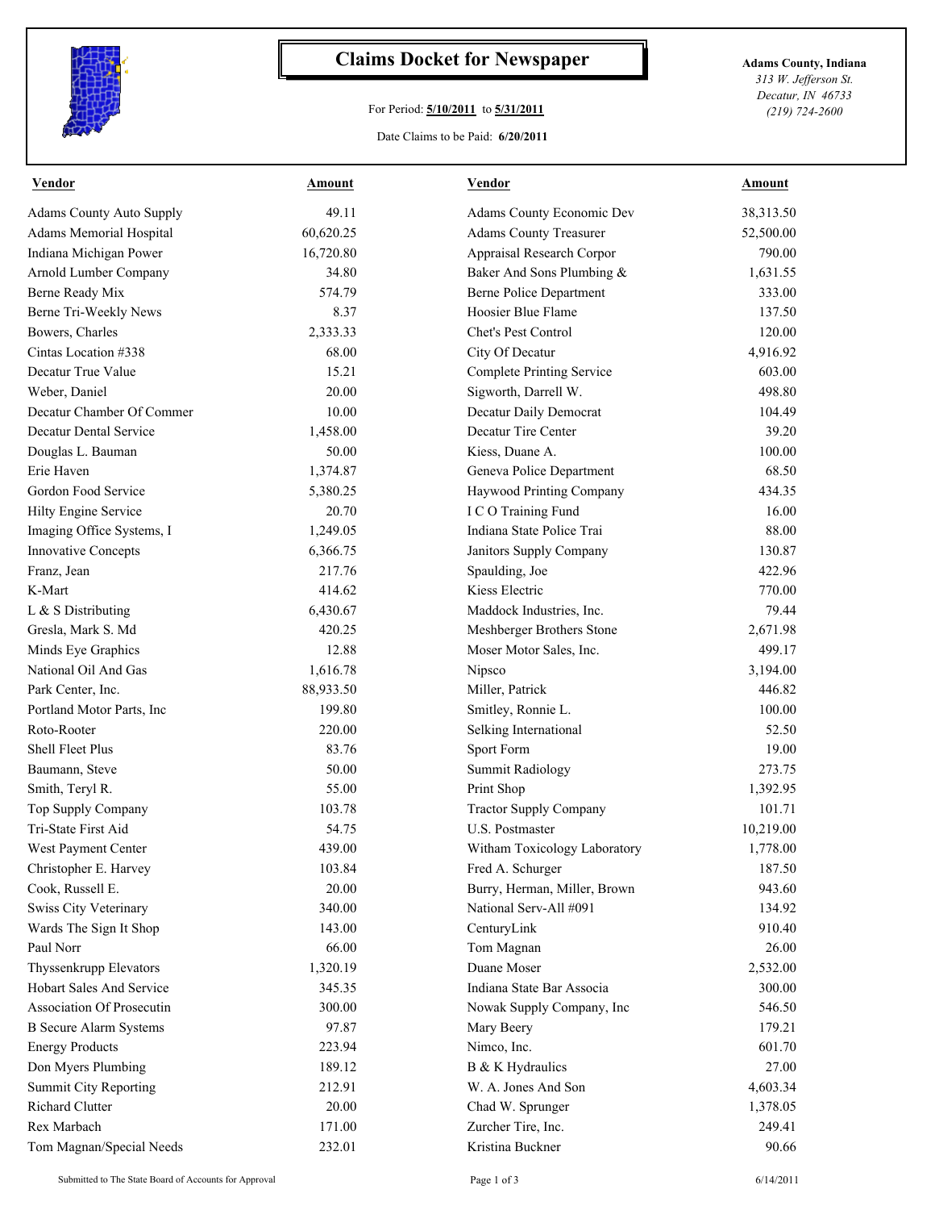# Claims Docket for Newspaper

For Period: **5/10/2011** to **5/31/2011**

Date Claims to be Paid: **6/20/2011**

**Adams County, Indiana**
*313 W. Jefferson St.*
*Decatur, IN 46733*
*(219) 724-2600*

| Vendor | Amount | Vendor | Amount |
|---|---|---|---|
| Adams County Auto Supply | 49.11 | Adams County Economic Dev | 38,313.50 |
| Adams Memorial Hospital | 60,620.25 | Adams County Treasurer | 52,500.00 |
| Indiana Michigan Power | 16,720.80 | Appraisal Research Corpor | 790.00 |
| Arnold Lumber Company | 34.80 | Baker And Sons Plumbing & | 1,631.55 |
| Berne Ready Mix | 574.79 | Berne Police Department | 333.00 |
| Berne Tri-Weekly News | 8.37 | Hoosier Blue Flame | 137.50 |
| Bowers, Charles | 2,333.33 | Chet's Pest Control | 120.00 |
| Cintas Location #338 | 68.00 | City Of Decatur | 4,916.92 |
| Decatur True Value | 15.21 | Complete Printing Service | 603.00 |
| Weber, Daniel | 20.00 | Sigworth, Darrell W. | 498.80 |
| Decatur Chamber Of Commer | 10.00 | Decatur Daily Democrat | 104.49 |
| Decatur Dental Service | 1,458.00 | Decatur Tire Center | 39.20 |
| Douglas L. Bauman | 50.00 | Kiess, Duane A. | 100.00 |
| Erie Haven | 1,374.87 | Geneva Police Department | 68.50 |
| Gordon Food Service | 5,380.25 | Haywood Printing Company | 434.35 |
| Hilty Engine Service | 20.70 | I C O Training Fund | 16.00 |
| Imaging Office Systems, I | 1,249.05 | Indiana State Police Trai | 88.00 |
| Innovative Concepts | 6,366.75 | Janitors Supply Company | 130.87 |
| Franz, Jean | 217.76 | Spaulding, Joe | 422.96 |
| K-Mart | 414.62 | Kiess Electric | 770.00 |
| L & S Distributing | 6,430.67 | Maddock Industries, Inc. | 79.44 |
| Gresla, Mark S. Md | 420.25 | Meshberger Brothers Stone | 2,671.98 |
| Minds Eye Graphics | 12.88 | Moser Motor Sales, Inc. | 499.17 |
| National Oil And Gas | 1,616.78 | Nipsco | 3,194.00 |
| Park Center, Inc. | 88,933.50 | Miller, Patrick | 446.82 |
| Portland Motor Parts, Inc | 199.80 | Smitley, Ronnie L. | 100.00 |
| Roto-Rooter | 220.00 | Selking International | 52.50 |
| Shell Fleet Plus | 83.76 | Sport Form | 19.00 |
| Baumann, Steve | 50.00 | Summit Radiology | 273.75 |
| Smith, Teryl R. | 55.00 | Print Shop | 1,392.95 |
| Top Supply Company | 103.78 | Tractor Supply Company | 101.71 |
| Tri-State First Aid | 54.75 | U.S. Postmaster | 10,219.00 |
| West Payment Center | 439.00 | Witham Toxicology Laboratory | 1,778.00 |
| Christopher E. Harvey | 103.84 | Fred A. Schurger | 187.50 |
| Cook, Russell E. | 20.00 | Burry, Herman, Miller, Brown | 943.60 |
| Swiss City Veterinary | 340.00 | National Serv-All #091 | 134.92 |
| Wards The Sign It Shop | 143.00 | CenturyLink | 910.40 |
| Paul Norr | 66.00 | Tom Magnan | 26.00 |
| Thyssenkrupp Elevators | 1,320.19 | Duane Moser | 2,532.00 |
| Hobart Sales And Service | 345.35 | Indiana State Bar Associa | 300.00 |
| Association Of Prosecutin | 300.00 | Nowak Supply Company, Inc | 546.50 |
| B Secure Alarm Systems | 97.87 | Mary Beery | 179.21 |
| Energy Products | 223.94 | Nimco, Inc. | 601.70 |
| Don Myers Plumbing | 189.12 | B & K Hydraulics | 27.00 |
| Summit City Reporting | 212.91 | W. A. Jones And Son | 4,603.34 |
| Richard Clutter | 20.00 | Chad W. Sprunger | 1,378.05 |
| Rex Marbach | 171.00 | Zurcher Tire, Inc. | 249.41 |
| Tom Magnan/Special Needs | 232.01 | Kristina Buckner | 90.66 |

Submitted to The State Board of Accounts for Approval

6/14/2011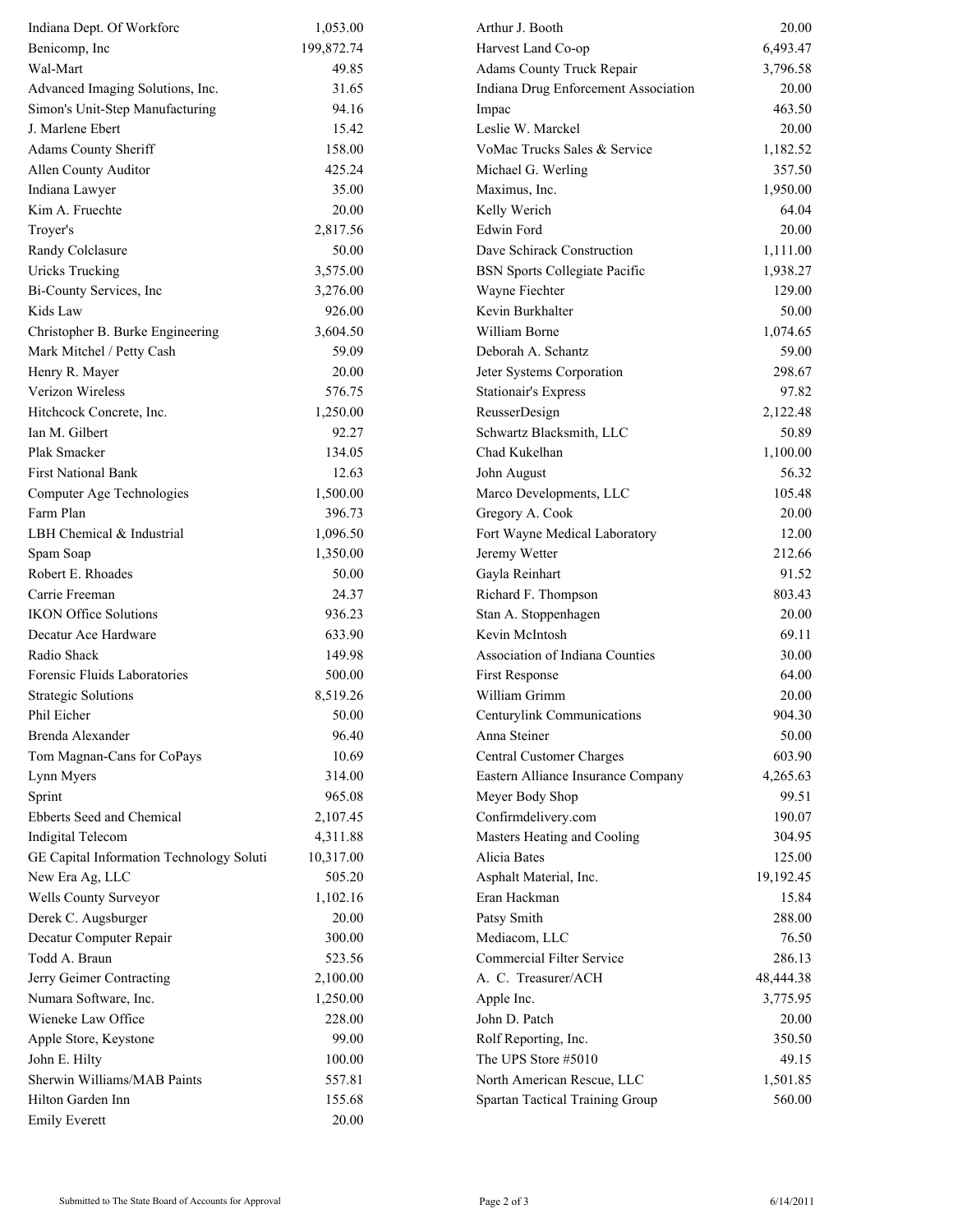| | |
|---|---|
| Indiana Dept. Of Workforc | 1,053.00 |
| Benicomp, Inc | 199,872.74 |
| Wal-Mart | 49.85 |
| Advanced Imaging Solutions, Inc. | 31.65 |
| Simon's Unit-Step Manufacturing | 94.16 |
| J. Marlene Ebert | 15.42 |
| Adams County Sheriff | 158.00 |
| Allen County Auditor | 425.24 |
| Indiana Lawyer | 35.00 |
| Kim A. Fruechte | 20.00 |
| Troyer's | 2,817.56 |
| Randy Colclasure | 50.00 |
| Uricks Trucking | 3,575.00 |
| Bi-County Services, Inc | 3,276.00 |
| Kids Law | 926.00 |
| Christopher B. Burke Engineering | 3,604.50 |
| Mark Mitchel / Petty Cash | 59.09 |
| Henry R. Mayer | 20.00 |
| Verizon Wireless | 576.75 |
| Hitchcock Concrete, Inc. | 1,250.00 |
| Ian M. Gilbert | 92.27 |
| Plak Smacker | 134.05 |
| First National Bank | 12.63 |
| Computer Age Technologies | 1,500.00 |
| Farm Plan | 396.73 |
| LBH Chemical & Industrial | 1,096.50 |
| Spam Soap | 1,350.00 |
| Robert E. Rhoades | 50.00 |
| Carrie Freeman | 24.37 |
| IKON Office Solutions | 936.23 |
| Decatur Ace Hardware | 633.90 |
| Radio Shack | 149.98 |
| Forensic Fluids Laboratories | 500.00 |
| Strategic Solutions | 8,519.26 |
| Phil Eicher | 50.00 |
| Brenda Alexander | 96.40 |
| Tom Magnan-Cans for CoPays | 10.69 |
| Lynn Myers | 314.00 |
| Sprint | 965.08 |
| Ebberts Seed and Chemical | 2,107.45 |
| Indigital Telecom | 4,311.88 |
| GE Capital Information Technology Soluti | 10,317.00 |
| New Era Ag, LLC | 505.20 |
| Wells County Surveyor | 1,102.16 |
| Derek C. Augsburger | 20.00 |
| Decatur Computer Repair | 300.00 |
| Todd A. Braun | 523.56 |
| Jerry Geimer Contracting | 2,100.00 |
| Numara Software, Inc. | 1,250.00 |
| Wieneke Law Office | 228.00 |
| Apple Store, Keystone | 99.00 |
| John E. Hilty | 100.00 |
| Sherwin Williams/MAB Paints | 557.81 |
| Hilton Garden Inn | 155.68 |
| Emily Everett | 20.00 |
| Arthur J. Booth | 20.00 |
| Harvest Land Co-op | 6,493.47 |
| Adams County Truck Repair | 3,796.58 |
| Indiana Drug Enforcement Association | 20.00 |
| Impac | 463.50 |
| Leslie W. Marckel | 20.00 |
| VoMac Trucks Sales & Service | 1,182.52 |
| Michael G. Werling | 357.50 |
| Maximus, Inc. | 1,950.00 |
| Kelly Werich | 64.04 |
| Edwin Ford | 20.00 |
| Dave Schirack Construction | 1,111.00 |
| BSN Sports Collegiate Pacific | 1,938.27 |
| Wayne Fiechter | 129.00 |
| Kevin Burkhalter | 50.00 |
| William Borne | 1,074.65 |
| Deborah A. Schantz | 59.00 |
| Jeter Systems Corporation | 298.67 |
| Stationair's Express | 97.82 |
| ReusserDesign | 2,122.48 |
| Schwartz Blacksmith, LLC | 50.89 |
| Chad Kukelhan | 1,100.00 |
| John August | 56.32 |
| Marco Developments, LLC | 105.48 |
| Gregory A. Cook | 20.00 |
| Fort Wayne Medical Laboratory | 12.00 |
| Jeremy Wetter | 212.66 |
| Gayla Reinhart | 91.52 |
| Richard F. Thompson | 803.43 |
| Stan A. Stoppenhagen | 20.00 |
| Kevin McIntosh | 69.11 |
| Association of Indiana Counties | 30.00 |
| First Response | 64.00 |
| William Grimm | 20.00 |
| Centurylink Communications | 904.30 |
| Anna Steiner | 50.00 |
| Central Customer Charges | 603.90 |
| Eastern Alliance Insurance Company | 4,265.63 |
| Meyer Body Shop | 99.51 |
| Confirmdelivery.com | 190.07 |
| Masters Heating and Cooling | 304.95 |
| Alicia Bates | 125.00 |
| Asphalt Material, Inc. | 19,192.45 |
| Eran Hackman | 15.84 |
| Patsy Smith | 288.00 |
| Mediacom, LLC | 76.50 |
| Commercial Filter Service | 286.13 |
| A. C. Treasurer/ACH | 48,444.38 |
| Apple Inc. | 3,775.95 |
| John D. Patch | 20.00 |
| Rolf Reporting, Inc. | 350.50 |
| The UPS Store #5010 | 49.15 |
| North American Rescue, LLC | 1,501.85 |
| Spartan Tactical Training Group | 560.00 |

Submitted to The State Board of Accounts for Approval 6/14/2011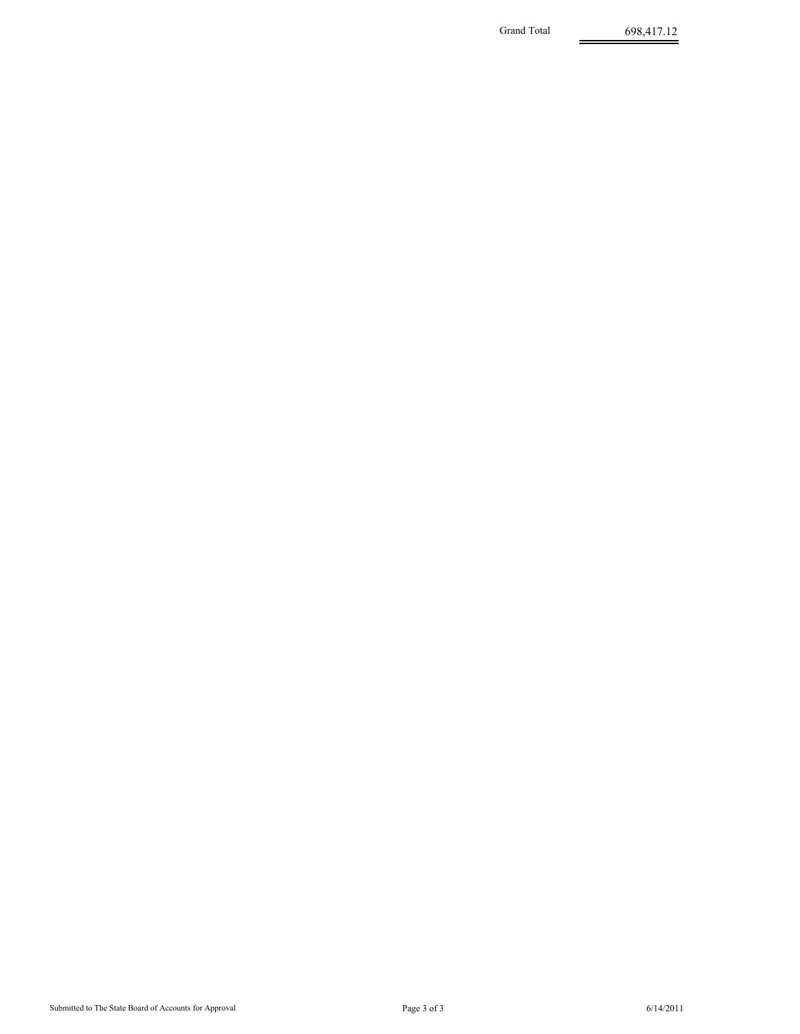| | |
|---|---|
| Grand Total | 698,417.12 |